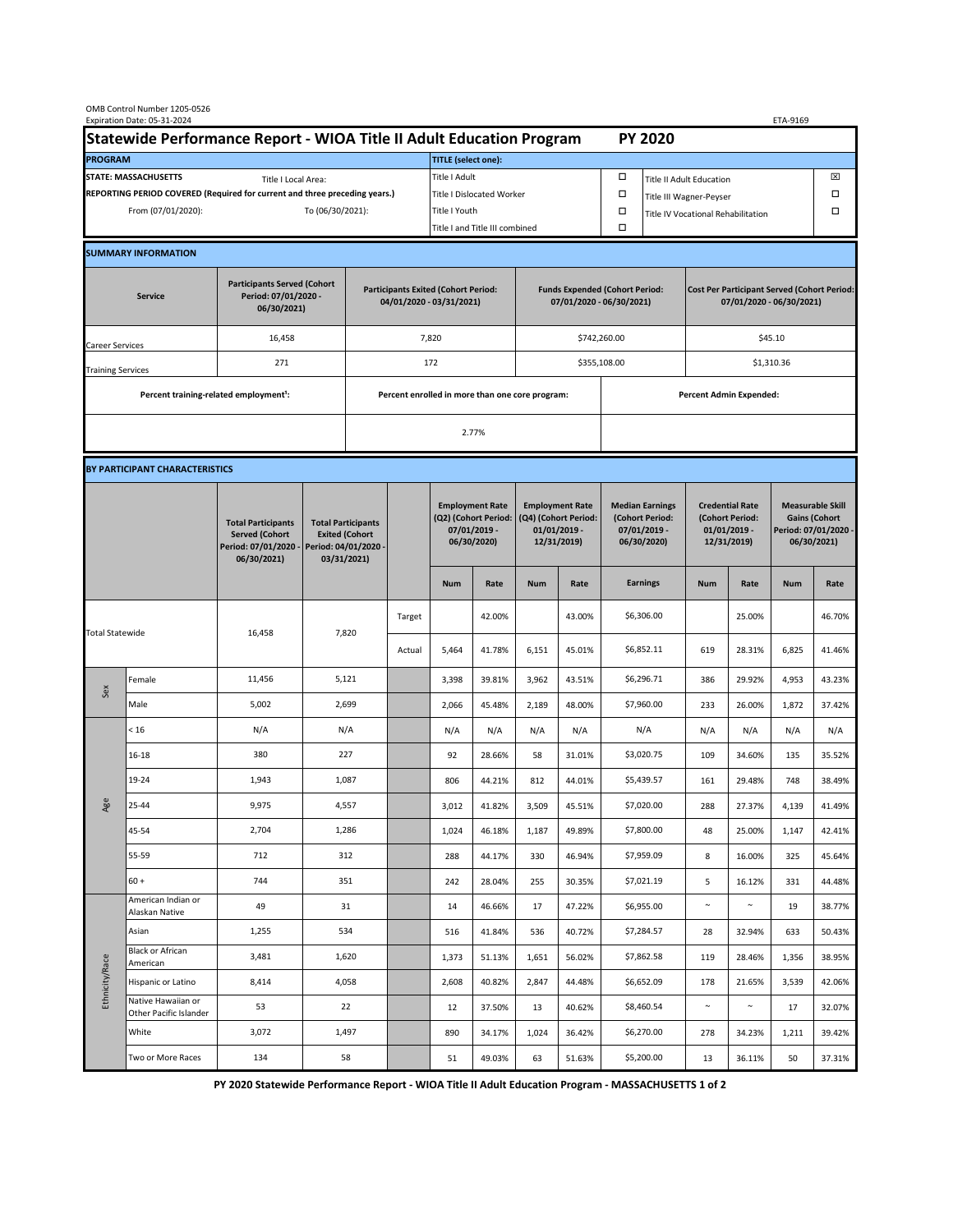OMB Control Number 1205-0526
Expiration Date: 05-31-2024

ETA-9169

# Statewide Performance Report - WIOA Title II Adult Education Program — PY 2020

| PROGRAM | | TITLE (select one): | | | |
|---|---|---|---|---|---|
| STATE: MASSACHUSETTS | Title I Local Area: | Title I Adult | ☐ | Title II Adult Education | ☒ |
| REPORTING PERIOD COVERED (Required for current and three preceding years.) | | Title I Dislocated Worker | ☐ | Title III Wagner-Peyser | ☐ |
| From (07/01/2020): | To (06/30/2021): | Title I Youth | ☐ | Title IV Vocational Rehabilitation | ☐ |
| | | Title I and Title III combined | ☐ | | |

## SUMMARY INFORMATION

| Service | Participants Served (Cohort Period: 07/01/2020 - 06/30/2021) | Participants Exited (Cohort Period: 04/01/2020 - 03/31/2021) | Funds Expended (Cohort Period: 07/01/2020 - 06/30/2021) | Cost Per Participant Served (Cohort Period: 07/01/2020 - 06/30/2021) |
|---|---|---|---|---|
| Career Services | 16,458 | 7,820 | $742,260.00 | $45.10 |
| Training Services | 271 | 172 | $355,108.00 | $1,310.36 |

| Percent training-related employment[1]: | Percent enrolled in more than one core program: | Percent Admin Expended: |
|---|---|---|
| | 2.77% | |

## BY PARTICIPANT CHARACTERISTICS

| | | Total Participants Served (Cohort Period: 07/01/2020 - 06/30/2021) | Total Participants Exited (Cohort Period: 04/01/2020 - 03/31/2021) | | Employment Rate (Q2) (Cohort Period: 07/01/2019 - 06/30/2020) | | Employment Rate (Q4) (Cohort Period: 01/01/2019 - 12/31/2019) | | Median Earnings (Cohort Period: 07/01/2019 - 06/30/2020) | Credential Rate (Cohort Period: 01/01/2019 - 12/31/2019) | | Measurable Skill Gains (Cohort Period: 07/01/2020 - 06/30/2021) | |
|---|---|---|---|---|---|---|---|---|---|---|---|---|---|
| | | | | | Num | Rate | Num | Rate | Earnings | Num | Rate | Num | Rate |
| Total Statewide | | 16,458 | 7,820 | Target | | 42.00% | | 43.00% | $6,306.00 | | 25.00% | | 46.70% |
| | | | | Actual | 5,464 | 41.78% | 6,151 | 45.01% | $6,852.11 | 619 | 28.31% | 6,825 | 41.46% |
| Sex | Female | 11,456 | 5,121 | | 3,398 | 39.81% | 3,962 | 43.51% | $6,296.71 | 386 | 29.92% | 4,953 | 43.23% |
| | Male | 5,002 | 2,699 | | 2,066 | 45.48% | 2,189 | 48.00% | $7,960.00 | 233 | 26.00% | 1,872 | 37.42% |
| Age | < 16 | N/A | N/A | | N/A | N/A | N/A | N/A | N/A | N/A | N/A | N/A | N/A |
| | 16-18 | 380 | 227 | | 92 | 28.66% | 58 | 31.01% | $3,020.75 | 109 | 34.60% | 135 | 35.52% |
| | 19-24 | 1,943 | 1,087 | | 806 | 44.21% | 812 | 44.01% | $5,439.57 | 161 | 29.48% | 748 | 38.49% |
| | 25-44 | 9,975 | 4,557 | | 3,012 | 41.82% | 3,509 | 45.51% | $7,020.00 | 288 | 27.37% | 4,139 | 41.49% |
| | 45-54 | 2,704 | 1,286 | | 1,024 | 46.18% | 1,187 | 49.89% | $7,800.00 | 48 | 25.00% | 1,147 | 42.41% |
| | 55-59 | 712 | 312 | | 288 | 44.17% | 330 | 46.94% | $7,959.09 | 8 | 16.00% | 325 | 45.64% |
| | 60 + | 744 | 351 | | 242 | 28.04% | 255 | 30.35% | $7,021.19 | 5 | 16.12% | 331 | 44.48% |
| Ethnicity/Race | American Indian or Alaskan Native | 49 | 31 | | 14 | 46.66% | 17 | 47.22% | $6,955.00 | ~ | ~ | 19 | 38.77% |
| | Asian | 1,255 | 534 | | 516 | 41.84% | 536 | 40.72% | $7,284.57 | 28 | 32.94% | 633 | 50.43% |
| | Black or African American | 3,481 | 1,620 | | 1,373 | 51.13% | 1,651 | 56.02% | $7,862.58 | 119 | 28.46% | 1,356 | 38.95% |
| | Hispanic or Latino | 8,414 | 4,058 | | 2,608 | 40.82% | 2,847 | 44.48% | $6,652.09 | 178 | 21.65% | 3,539 | 42.06% |
| | Native Hawaiian or Other Pacific Islander | 53 | 22 | | 12 | 37.50% | 13 | 40.62% | $8,460.54 | ~ | ~ | 17 | 32.07% |
| | White | 3,072 | 1,497 | | 890 | 34.17% | 1,024 | 36.42% | $6,270.00 | 278 | 34.23% | 1,211 | 39.42% |
| | Two or More Races | 134 | 58 | | 51 | 49.03% | 63 | 51.63% | $5,200.00 | 13 | 36.11% | 50 | 37.31% |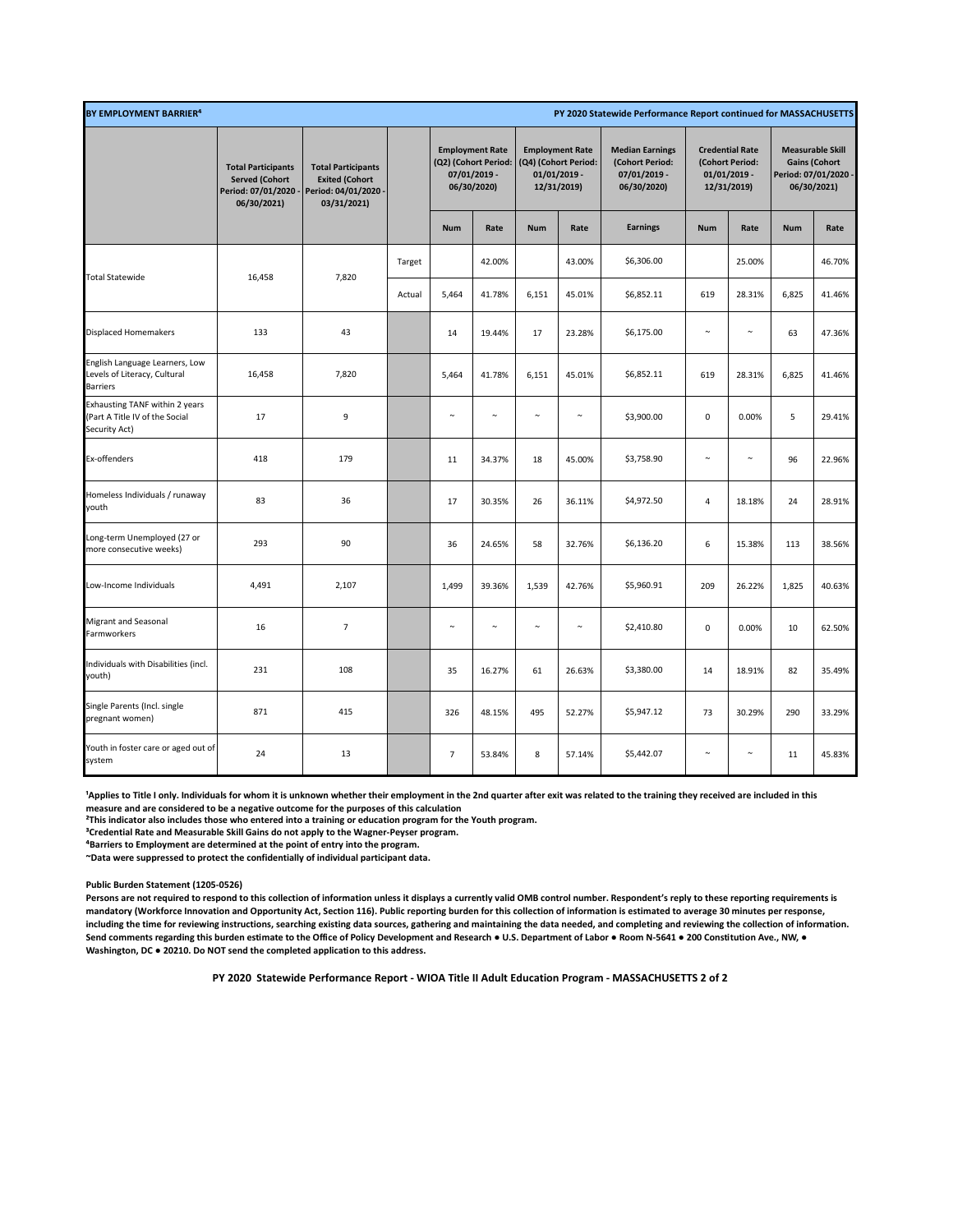| BY EMPLOYMENT BARRIER[4] | | | | PY 2020 Statewide Performance Report continued for MASSACHUSETTS | | | | | | | | | |
|---|---|---|---|---|---|---|---|---|---|---|---|---|---|
| | Total Participants Served (Cohort Period: 07/01/2020 - 06/30/2021) | Total Participants Exited (Cohort Period: 04/01/2020 - 03/31/2021) | | Employment Rate (Q2) (Cohort Period: 07/01/2019 - 06/30/2020) | | Employment Rate (Q4) (Cohort Period: 01/01/2019 - 12/31/2019) | | Median Earnings (Cohort Period: 07/01/2019 - 06/30/2020) | Credential Rate (Cohort Period: 01/01/2019 - 12/31/2019) | | Measurable Skill Gains (Cohort Period: 07/01/2020 - 06/30/2021) | |
| | | | | Num | Rate | Num | Rate | Earnings | Num | Rate | Num | Rate |
| Total Statewide | 16,458 | 7,820 | Target | | 42.00% | | 43.00% | $6,306.00 | | 25.00% | | 46.70% |
| | | | Actual | 5,464 | 41.78% | 6,151 | 45.01% | $6,852.11 | 619 | 28.31% | 6,825 | 41.46% |
| Displaced Homemakers | 133 | 43 | | 14 | 19.44% | 17 | 23.28% | $6,175.00 | ~ | ~ | 63 | 47.36% |
| English Language Learners, Low Levels of Literacy, Cultural Barriers | 16,458 | 7,820 | | 5,464 | 41.78% | 6,151 | 45.01% | $6,852.11 | 619 | 28.31% | 6,825 | 41.46% |
| Exhausting TANF within 2 years (Part A Title IV of the Social Security Act) | 17 | 9 | | ~ | ~ | ~ | ~ | $3,900.00 | 0 | 0.00% | 5 | 29.41% |
| Ex-offenders | 418 | 179 | | 11 | 34.37% | 18 | 45.00% | $3,758.90 | ~ | ~ | 96 | 22.96% |
| Homeless Individuals / runaway youth | 83 | 36 | | 17 | 30.35% | 26 | 36.11% | $4,972.50 | 4 | 18.18% | 24 | 28.91% |
| Long-term Unemployed (27 or more consecutive weeks) | 293 | 90 | | 36 | 24.65% | 58 | 32.76% | $6,136.20 | 6 | 15.38% | 113 | 38.56% |
| Low-Income Individuals | 4,491 | 2,107 | | 1,499 | 39.36% | 1,539 | 42.76% | $5,960.91 | 209 | 26.22% | 1,825 | 40.63% |
| Migrant and Seasonal Farmworkers | 16 | 7 | | ~ | ~ | ~ | ~ | $2,410.80 | 0 | 0.00% | 10 | 62.50% |
| Individuals with Disabilities (incl. youth) | 231 | 108 | | 35 | 16.27% | 61 | 26.63% | $3,380.00 | 14 | 18.91% | 82 | 35.49% |
| Single Parents (Incl. single pregnant women) | 871 | 415 | | 326 | 48.15% | 495 | 52.27% | $5,947.12 | 73 | 30.29% | 290 | 33.29% |
| Youth in foster care or aged out of system | 24 | 13 | | 7 | 53.84% | 8 | 57.14% | $5,442.07 | ~ | ~ | 11 | 45.83% |

**[1]Applies to Title I only. Individuals for whom it is unknown whether their employment in the 2nd quarter after exit was related to the training they received are included in this measure and are considered to be a negative outcome for the purposes of this calculation**

**[2]This indicator also includes those who entered into a training or education program for the Youth program.**

**[3]Credential Rate and Measurable Skill Gains do not apply to the Wagner-Peyser program.**

**[4]Barriers to Employment are determined at the point of entry into the program.**

**~Data were suppressed to protect the confidentially of individual participant data.**

**Public Burden Statement (1205-0526)**

**Persons are not required to respond to this collection of information unless it displays a currently valid OMB control number. Respondent's reply to these reporting requirements is mandatory (Workforce Innovation and Opportunity Act, Section 116). Public reporting burden for this collection of information is estimated to average 30 minutes per response, including the time for reviewing instructions, searching existing data sources, gathering and maintaining the data needed, and completing and reviewing the collection of information. Send comments regarding this burden estimate to the Office of Policy Development and Research ● U.S. Department of Labor ● Room N-5641 ● 200 Constitution Ave., NW, ● Washington, DC ● 20210. Do NOT send the completed application to this address.**

**PY 2020 Statewide Performance Report - WIOA Title II Adult Education Program - MASSACHUSETTS 2 of 2**